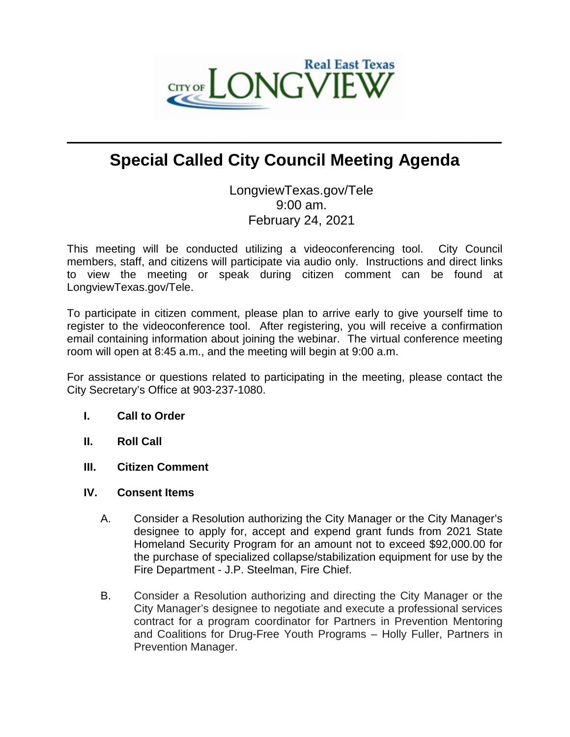CITY OF LONGVIEW Real East Texas

# Special Called City Council Meeting Agenda

LongviewTexas.gov/Tele
9:00 am.
February 24, 2021

This meeting will be conducted utilizing a videoconferencing tool. City Council members, staff, and citizens will participate via audio only. Instructions and direct links to view the meeting or speak during citizen comment can be found at LongviewTexas.gov/Tele.

To participate in citizen comment, please plan to arrive early to give yourself time to register to the videoconference tool. After registering, you will receive a confirmation email containing information about joining the webinar. The virtual conference meeting room will open at 8:45 a.m., and the meeting will begin at 9:00 a.m.

For assistance or questions related to participating in the meeting, please contact the City Secretary's Office at 903-237-1080.

**I. Call to Order**

**II. Roll Call**

**III. Citizen Comment**

**IV. Consent Items**

A. Consider a Resolution authorizing the City Manager or the City Manager's designee to apply for, accept and expend grant funds from 2021 State Homeland Security Program for an amount not to exceed $92,000.00 for the purchase of specialized collapse/stabilization equipment for use by the Fire Department - J.P. Steelman, Fire Chief.

B. Consider a Resolution authorizing and directing the City Manager or the City Manager's designee to negotiate and execute a professional services contract for a program coordinator for Partners in Prevention Mentoring and Coalitions for Drug-Free Youth Programs – Holly Fuller, Partners in Prevention Manager.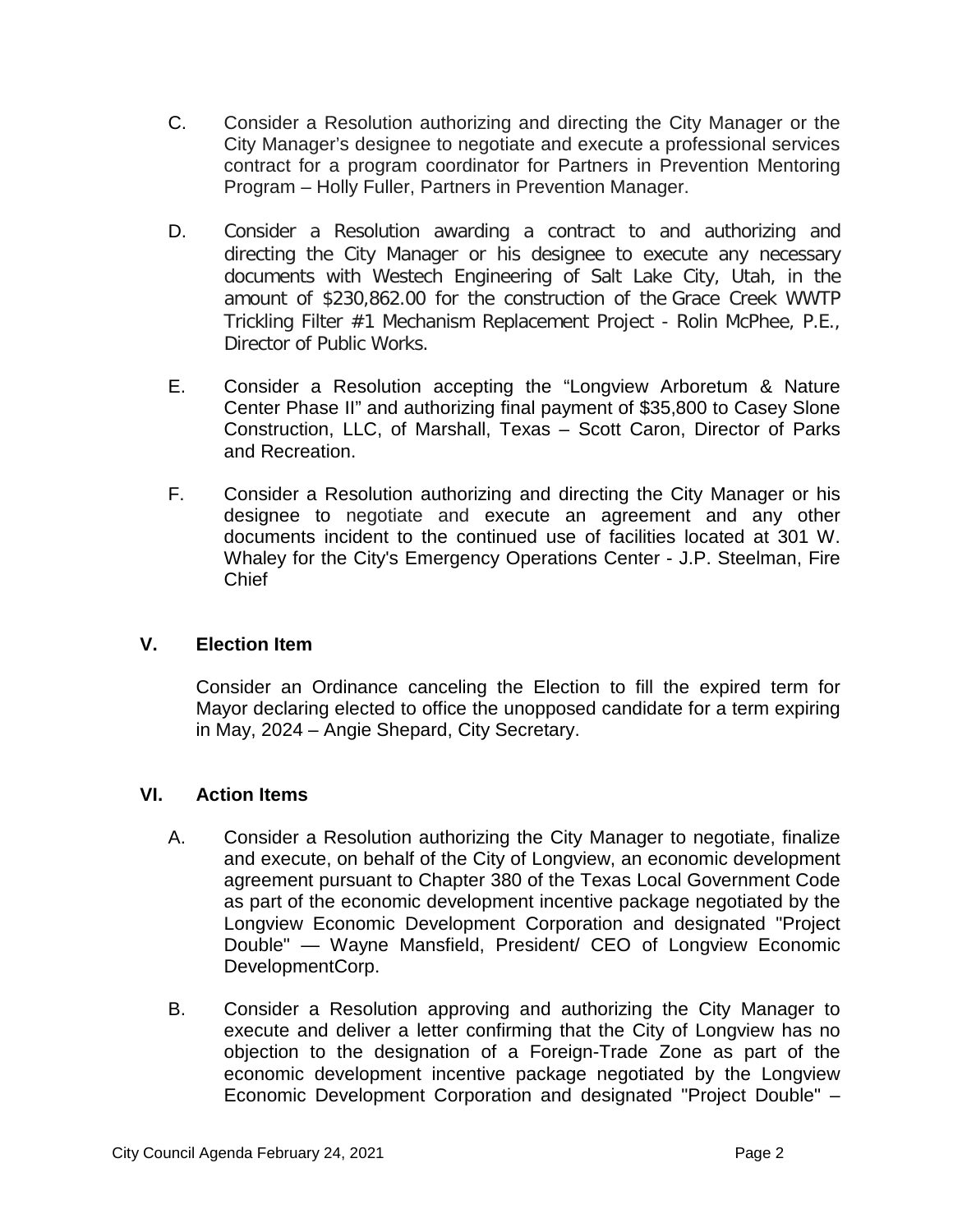C. Consider a Resolution authorizing and directing the City Manager or the City Manager's designee to negotiate and execute a professional services contract for a program coordinator for Partners in Prevention Mentoring Program – Holly Fuller, Partners in Prevention Manager.

D. Consider a Resolution awarding a contract to and authorizing and directing the City Manager or his designee to execute any necessary documents with Westech Engineering of Salt Lake City, Utah, in the amount of $230,862.00 for the construction of the Grace Creek WWTP Trickling Filter #1 Mechanism Replacement Project - Rolin McPhee, P.E., Director of Public Works.

E. Consider a Resolution accepting the "Longview Arboretum & Nature Center Phase II" and authorizing final payment of $35,800 to Casey Slone Construction, LLC, of Marshall, Texas – Scott Caron, Director of Parks and Recreation.

F. Consider a Resolution authorizing and directing the City Manager or his designee to negotiate and execute an agreement and any other documents incident to the continued use of facilities located at 301 W. Whaley for the City's Emergency Operations Center - J.P. Steelman, Fire Chief

## V. Election Item

Consider an Ordinance canceling the Election to fill the expired term for Mayor declaring elected to office the unopposed candidate for a term expiring in May, 2024 – Angie Shepard, City Secretary.

## VI. Action Items

A. Consider a Resolution authorizing the City Manager to negotiate, finalize and execute, on behalf of the City of Longview, an economic development agreement pursuant to Chapter 380 of the Texas Local Government Code as part of the economic development incentive package negotiated by the Longview Economic Development Corporation and designated "Project Double" — Wayne Mansfield, President/ CEO of Longview Economic DevelopmentCorp.

B. Consider a Resolution approving and authorizing the City Manager to execute and deliver a letter confirming that the City of Longview has no objection to the designation of a Foreign-Trade Zone as part of the economic development incentive package negotiated by the Longview Economic Development Corporation and designated "Project Double" –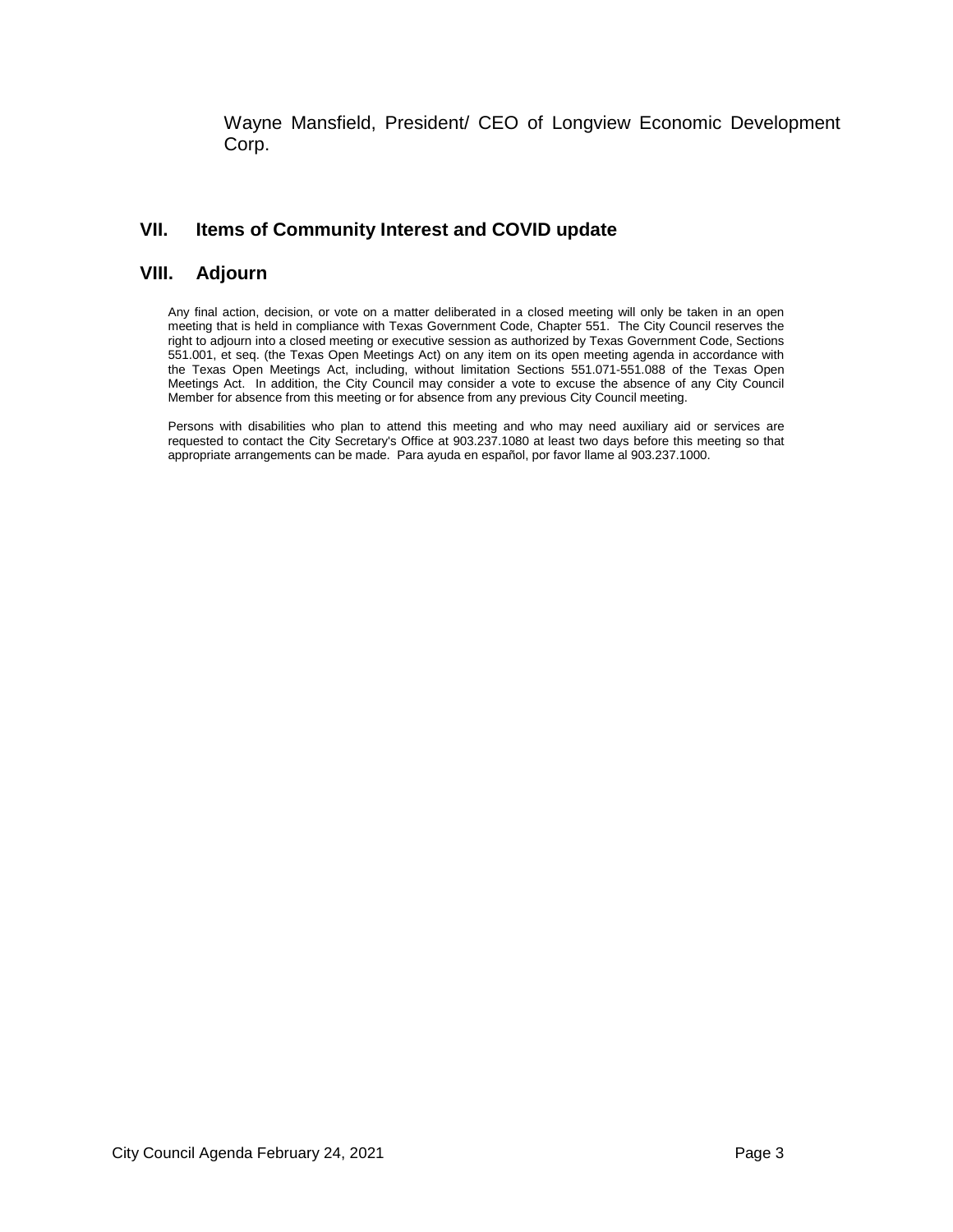Wayne Mansfield, President/ CEO of Longview Economic Development Corp.

## VII. Items of Community Interest and COVID update

## VIII. Adjourn

Any final action, decision, or vote on a matter deliberated in a closed meeting will only be taken in an open meeting that is held in compliance with Texas Government Code, Chapter 551. The City Council reserves the right to adjourn into a closed meeting or executive session as authorized by Texas Government Code, Sections 551.001, et seq. (the Texas Open Meetings Act) on any item on its open meeting agenda in accordance with the Texas Open Meetings Act, including, without limitation Sections 551.071-551.088 of the Texas Open Meetings Act. In addition, the City Council may consider a vote to excuse the absence of any City Council Member for absence from this meeting or for absence from any previous City Council meeting.

Persons with disabilities who plan to attend this meeting and who may need auxiliary aid or services are requested to contact the City Secretary's Office at 903.237.1080 at least two days before this meeting so that appropriate arrangements can be made. Para ayuda en español, por favor llame al 903.237.1000.